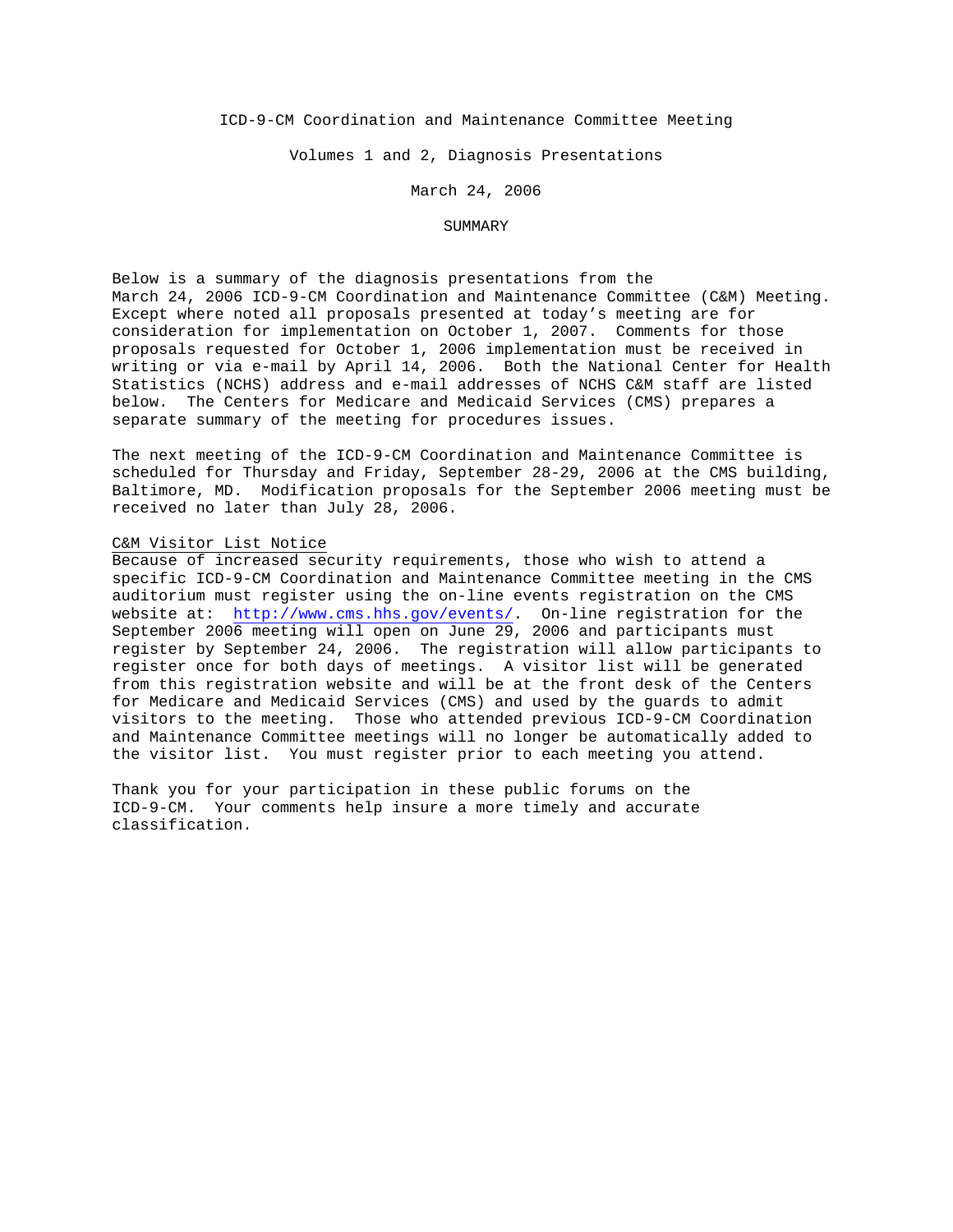# ICD-9-CM Coordination and Maintenance Committee Meeting

## Volumes 1 and 2, Diagnosis Presentations

March 24, 2006

SUMMARY

Below is a summary of the diagnosis presentations from the March 24, 2006 ICD-9-CM Coordination and Maintenance Committee (C&M) Meeting. Except where noted all proposals presented at today's meeting are for consideration for implementation on October 1, 2007. Comments for those proposals requested for October 1, 2006 implementation must be received in writing or via e-mail by April 14, 2006. Both the National Center for Health Statistics (NCHS) address and e-mail addresses of NCHS C&M staff are listed below. The Centers for Medicare and Medicaid Services (CMS) prepares a separate summary of the meeting for procedures issues.

The next meeting of the ICD-9-CM Coordination and Maintenance Committee is scheduled for Thursday and Friday, September 28-29, 2006 at the CMS building, Baltimore, MD. Modification proposals for the September 2006 meeting must be received no later than July 28, 2006.

C&M Visitor List Notice

Because of increased security requirements, those who wish to attend a specific ICD-9-CM Coordination and Maintenance Committee meeting in the CMS auditorium must register using the on-line events registration on the CMS website at: http://www.cms.hhs.gov/events/. On-line registration for the September 2006 meeting will open on June 29, 2006 and participants must register by September 24, 2006. The registration will allow participants to register once for both days of meetings. A visitor list will be generated from this registration website and will be at the front desk of the Centers for Medicare and Medicaid Services (CMS) and used by the guards to admit visitors to the meeting. Those who attended previous ICD-9-CM Coordination and Maintenance Committee meetings will no longer be automatically added to the visitor list. You must register prior to each meeting you attend.

Thank you for your participation in these public forums on the ICD-9-CM. Your comments help insure a more timely and accurate classification.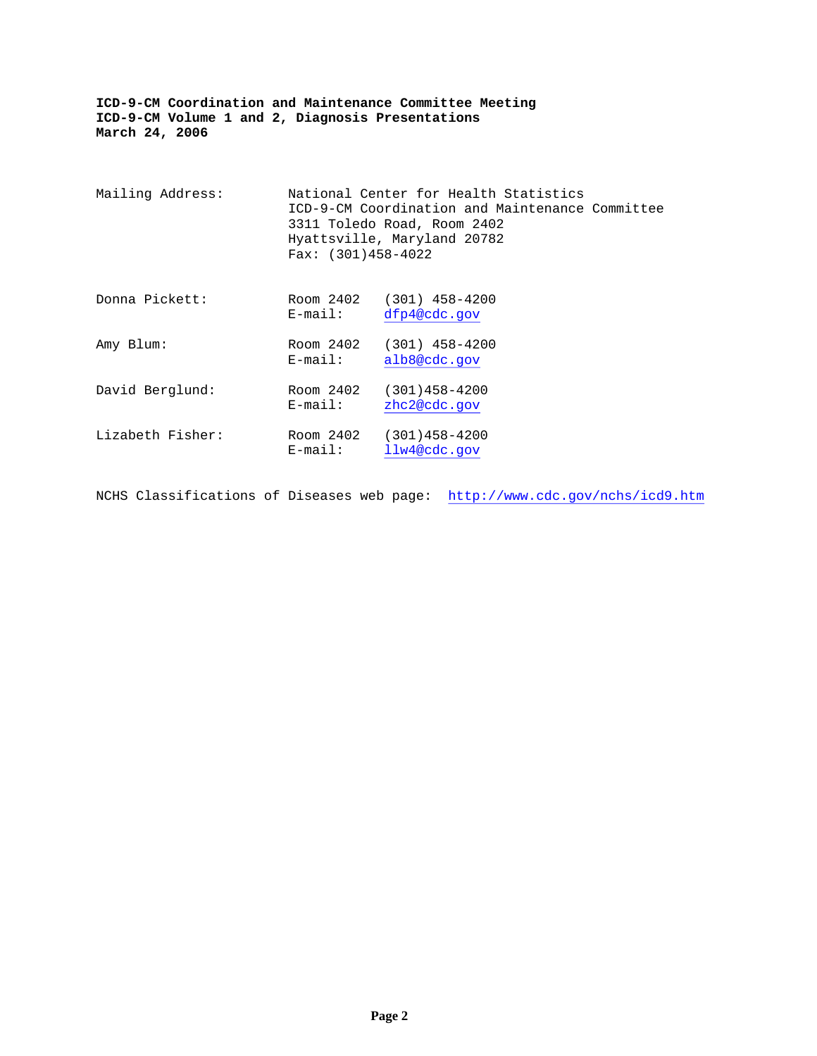**ICD-9-CM Coordination and Maintenance Committee Meeting**
**ICD-9-CM Volume 1 and 2, Diagnosis Presentations**
**March 24, 2006**

Mailing Address:

National Center for Health Statistics
ICD-9-CM Coordination and Maintenance Committee
3311 Toledo Road, Room 2402
Hyattsville, Maryland 20782
Fax: (301)458-4022

| Name | | |
|---|---|---|
| Donna Pickett: | Room 2402 | (301) 458-4200 |
| | E-mail: | dfp4@cdc.gov |
| Amy Blum: | Room 2402 | (301) 458-4200 |
| | E-mail: | alb8@cdc.gov |
| David Berglund: | Room 2402 | (301)458-4200 |
| | E-mail: | zhc2@cdc.gov |
| Lizabeth Fisher: | Room 2402 | (301)458-4200 |
| | E-mail: | llw4@cdc.gov |

NCHS Classifications of Diseases web page: http://www.cdc.gov/nchs/icd9.htm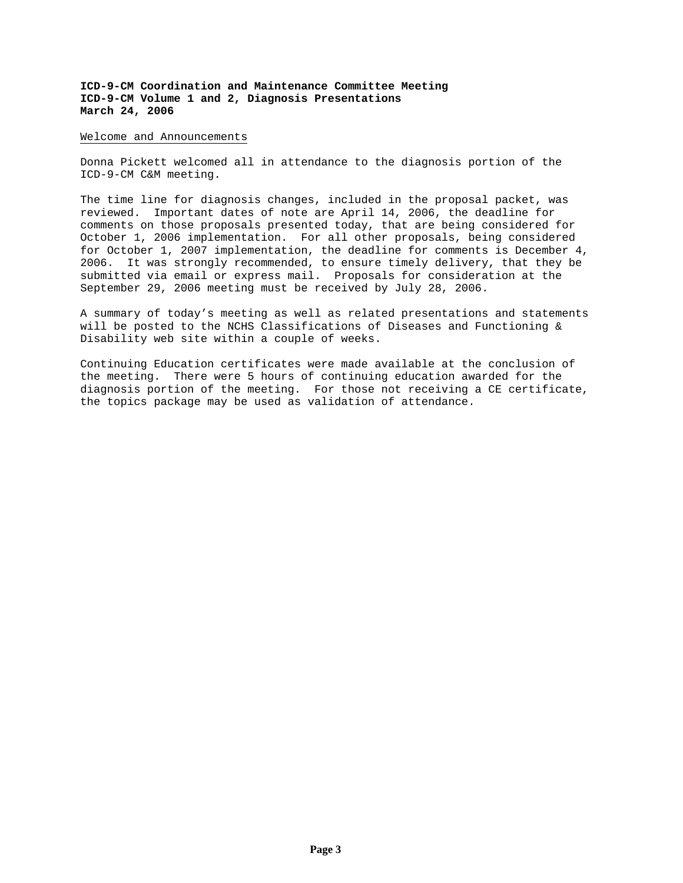**ICD-9-CM Coordination and Maintenance Committee Meeting**
**ICD-9-CM Volume 1 and 2, Diagnosis Presentations**
**March 24, 2006**

Welcome and Announcements

Donna Pickett welcomed all in attendance to the diagnosis portion of the ICD-9-CM C&M meeting.

The time line for diagnosis changes, included in the proposal packet, was reviewed. Important dates of note are April 14, 2006, the deadline for comments on those proposals presented today, that are being considered for October 1, 2006 implementation. For all other proposals, being considered for October 1, 2007 implementation, the deadline for comments is December 4, 2006. It was strongly recommended, to ensure timely delivery, that they be submitted via email or express mail. Proposals for consideration at the September 29, 2006 meeting must be received by July 28, 2006.

A summary of today's meeting as well as related presentations and statements will be posted to the NCHS Classifications of Diseases and Functioning & Disability web site within a couple of weeks.

Continuing Education certificates were made available at the conclusion of the meeting. There were 5 hours of continuing education awarded for the diagnosis portion of the meeting. For those not receiving a CE certificate, the topics package may be used as validation of attendance.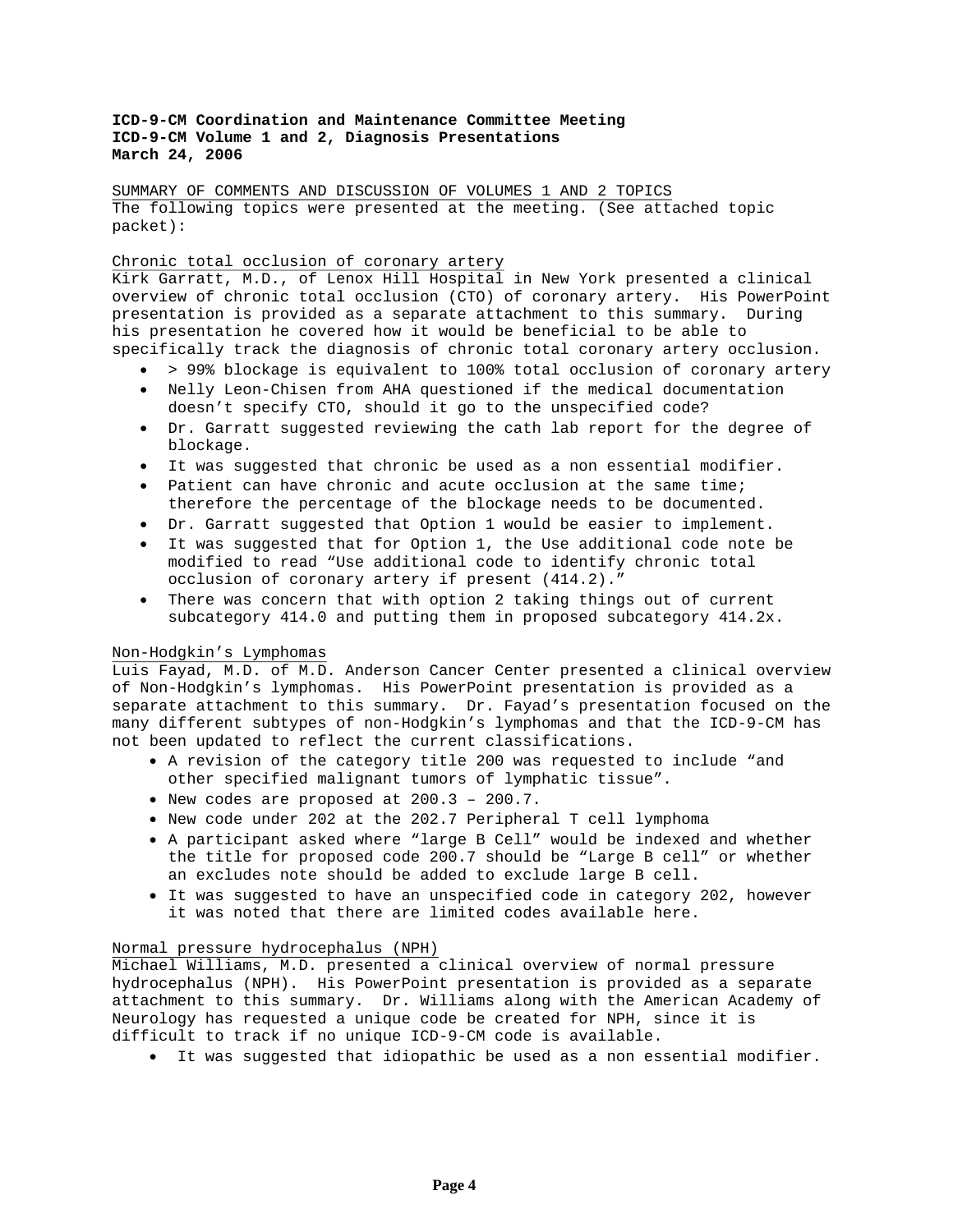**ICD-9-CM Coordination and Maintenance Committee Meeting**
**ICD-9-CM Volume 1 and 2, Diagnosis Presentations**
**March 24, 2006**

SUMMARY OF COMMENTS AND DISCUSSION OF VOLUMES 1 AND 2 TOPICS
The following topics were presented at the meeting. (See attached topic packet):

Chronic total occlusion of coronary artery
Kirk Garratt, M.D., of Lenox Hill Hospital in New York presented a clinical overview of chronic total occlusion (CTO) of coronary artery. His PowerPoint presentation is provided as a separate attachment to this summary. During his presentation he covered how it would be beneficial to be able to specifically track the diagnosis of chronic total coronary artery occlusion.

- > 99% blockage is equivalent to 100% total occlusion of coronary artery
- Nelly Leon-Chisen from AHA questioned if the medical documentation doesn't specify CTO, should it go to the unspecified code?
- Dr. Garratt suggested reviewing the cath lab report for the degree of blockage.
- It was suggested that chronic be used as a non essential modifier.
- Patient can have chronic and acute occlusion at the same time; therefore the percentage of the blockage needs to be documented.
- Dr. Garratt suggested that Option 1 would be easier to implement.
- It was suggested that for Option 1, the Use additional code note be modified to read "Use additional code to identify chronic total occlusion of coronary artery if present (414.2)."
- There was concern that with option 2 taking things out of current subcategory 414.0 and putting them in proposed subcategory 414.2x.

Non-Hodgkin's Lymphomas
Luis Fayad, M.D. of M.D. Anderson Cancer Center presented a clinical overview of Non-Hodgkin's lymphomas. His PowerPoint presentation is provided as a separate attachment to this summary. Dr. Fayad's presentation focused on the many different subtypes of non-Hodgkin's lymphomas and that the ICD-9-CM has not been updated to reflect the current classifications.

- A revision of the category title 200 was requested to include "and other specified malignant tumors of lymphatic tissue".
- New codes are proposed at 200.3 – 200.7.
- New code under 202 at the 202.7 Peripheral T cell lymphoma
- A participant asked where "large B Cell" would be indexed and whether the title for proposed code 200.7 should be "Large B cell" or whether an excludes note should be added to exclude large B cell.
- It was suggested to have an unspecified code in category 202, however it was noted that there are limited codes available here.

Normal pressure hydrocephalus (NPH)
Michael Williams, M.D. presented a clinical overview of normal pressure hydrocephalus (NPH). His PowerPoint presentation is provided as a separate attachment to this summary. Dr. Williams along with the American Academy of Neurology has requested a unique code be created for NPH, since it is difficult to track if no unique ICD-9-CM code is available.

- It was suggested that idiopathic be used as a non essential modifier.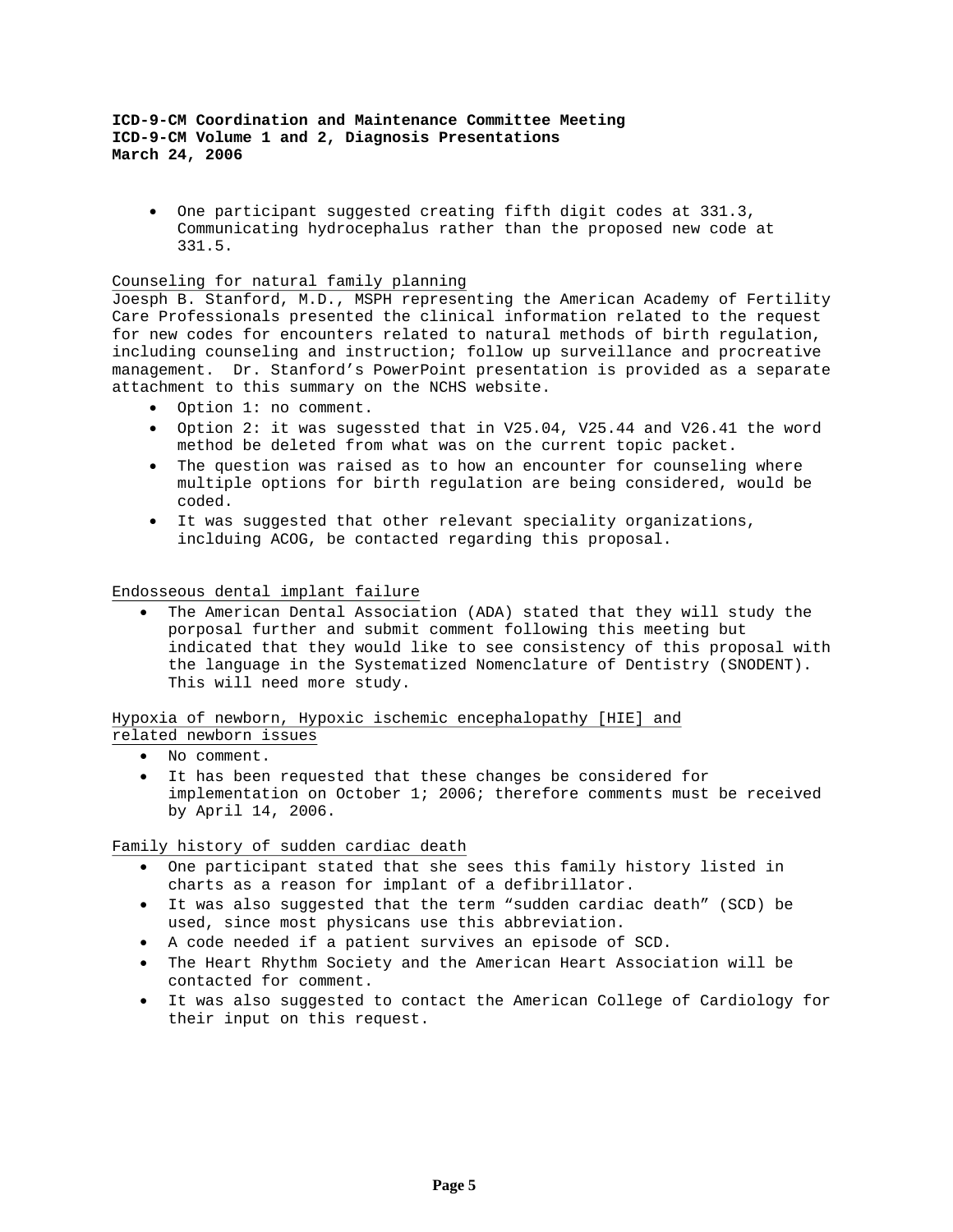- One participant suggested creating fifth digit codes at 331.3, Communicating hydrocephalus rather than the proposed new code at 331.5.

Counseling for natural family planning

Joesph B. Stanford, M.D., MSPH representing the American Academy of Fertility Care Professionals presented the clinical information related to the request for new codes for encounters related to natural methods of birth regulation, including counseling and instruction; follow up surveillance and procreative management. Dr. Stanford's PowerPoint presentation is provided as a separate attachment to this summary on the NCHS website.

- Option 1: no comment.
- Option 2: it was sugessted that in V25.04, V25.44 and V26.41 the word method be deleted from what was on the current topic packet.
- The question was raised as to how an encounter for counseling where multiple options for birth regulation are being considered, would be coded.
- It was suggested that other relevant speciality organizations, inclduing ACOG, be contacted regarding this proposal.

Endosseous dental implant failure

- The American Dental Association (ADA) stated that they will study the porposal further and submit comment following this meeting but indicated that they would like to see consistency of this proposal with the language in the Systematized Nomenclature of Dentistry (SNODENT). This will need more study.

Hypoxia of newborn, Hypoxic ischemic encephalopathy [HIE] and related newborn issues

- No comment.
- It has been requested that these changes be considered for implementation on October 1; 2006; therefore comments must be received by April 14, 2006.

Family history of sudden cardiac death

- One participant stated that she sees this family history listed in charts as a reason for implant of a defibrillator.
- It was also suggested that the term "sudden cardiac death" (SCD) be used, since most physicans use this abbreviation.
- A code needed if a patient survives an episode of SCD.
- The Heart Rhythm Society and the American Heart Association will be contacted for comment.
- It was also suggested to contact the American College of Cardiology for their input on this request.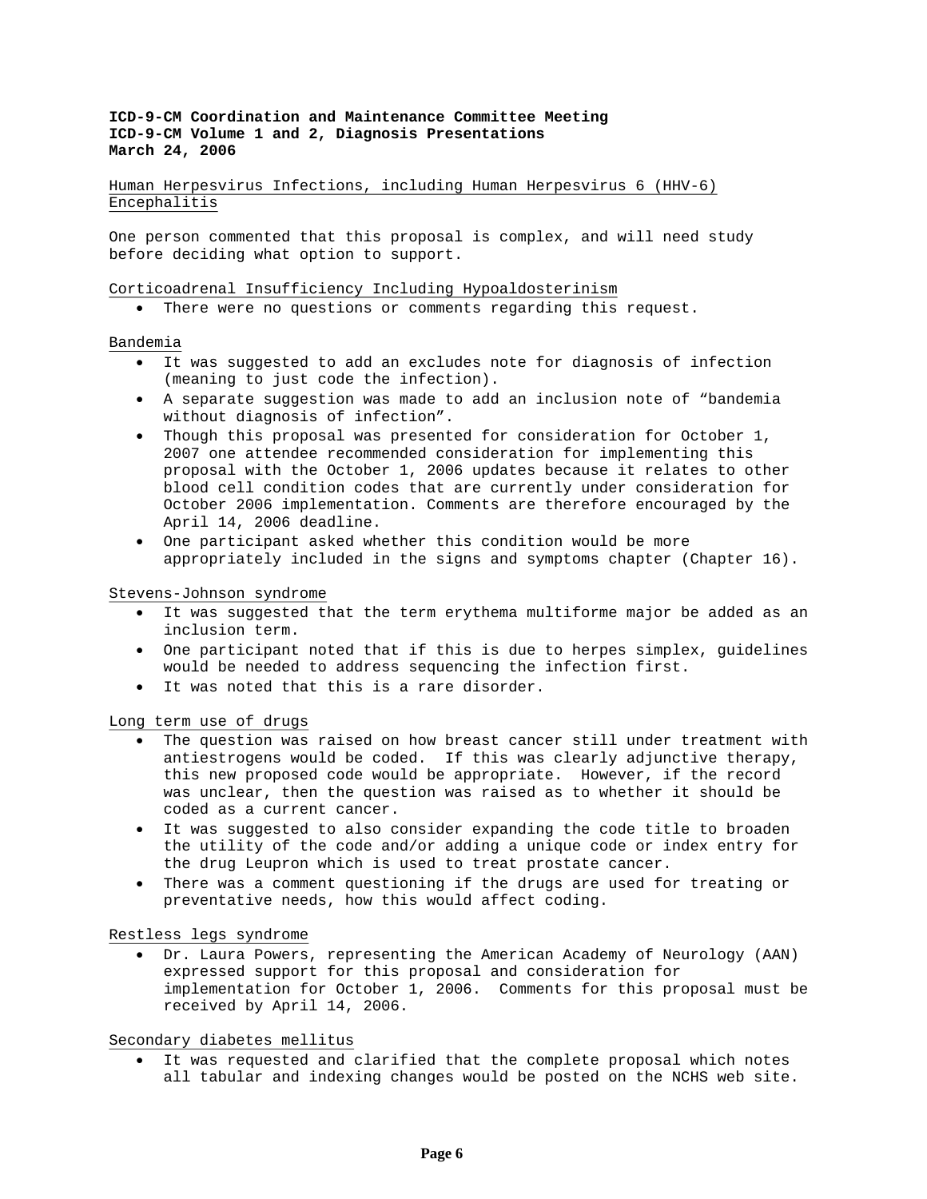**ICD-9-CM Coordination and Maintenance Committee Meeting**
**ICD-9-CM Volume 1 and 2, Diagnosis Presentations**
**March 24, 2006**

Human Herpesvirus Infections, including Human Herpesvirus 6 (HHV-6) Encephalitis

One person commented that this proposal is complex, and will need study before deciding what option to support.

Corticoadrenal Insufficiency Including Hypoaldosterinism

- There were no questions or comments regarding this request.

Bandemia

- It was suggested to add an excludes note for diagnosis of infection (meaning to just code the infection).
- A separate suggestion was made to add an inclusion note of "bandemia without diagnosis of infection".
- Though this proposal was presented for consideration for October 1, 2007 one attendee recommended consideration for implementing this proposal with the October 1, 2006 updates because it relates to other blood cell condition codes that are currently under consideration for October 2006 implementation. Comments are therefore encouraged by the April 14, 2006 deadline.
- One participant asked whether this condition would be more appropriately included in the signs and symptoms chapter (Chapter 16).

Stevens-Johnson syndrome

- It was suggested that the term erythema multiforme major be added as an inclusion term.
- One participant noted that if this is due to herpes simplex, guidelines would be needed to address sequencing the infection first.
- It was noted that this is a rare disorder.

Long term use of drugs

- The question was raised on how breast cancer still under treatment with antiestrogens would be coded. If this was clearly adjunctive therapy, this new proposed code would be appropriate. However, if the record was unclear, then the question was raised as to whether it should be coded as a current cancer.
- It was suggested to also consider expanding the code title to broaden the utility of the code and/or adding a unique code or index entry for the drug Leupron which is used to treat prostate cancer.
- There was a comment questioning if the drugs are used for treating or preventative needs, how this would affect coding.

Restless legs syndrome

- Dr. Laura Powers, representing the American Academy of Neurology (AAN) expressed support for this proposal and consideration for implementation for October 1, 2006. Comments for this proposal must be received by April 14, 2006.

Secondary diabetes mellitus

- It was requested and clarified that the complete proposal which notes all tabular and indexing changes would be posted on the NCHS web site.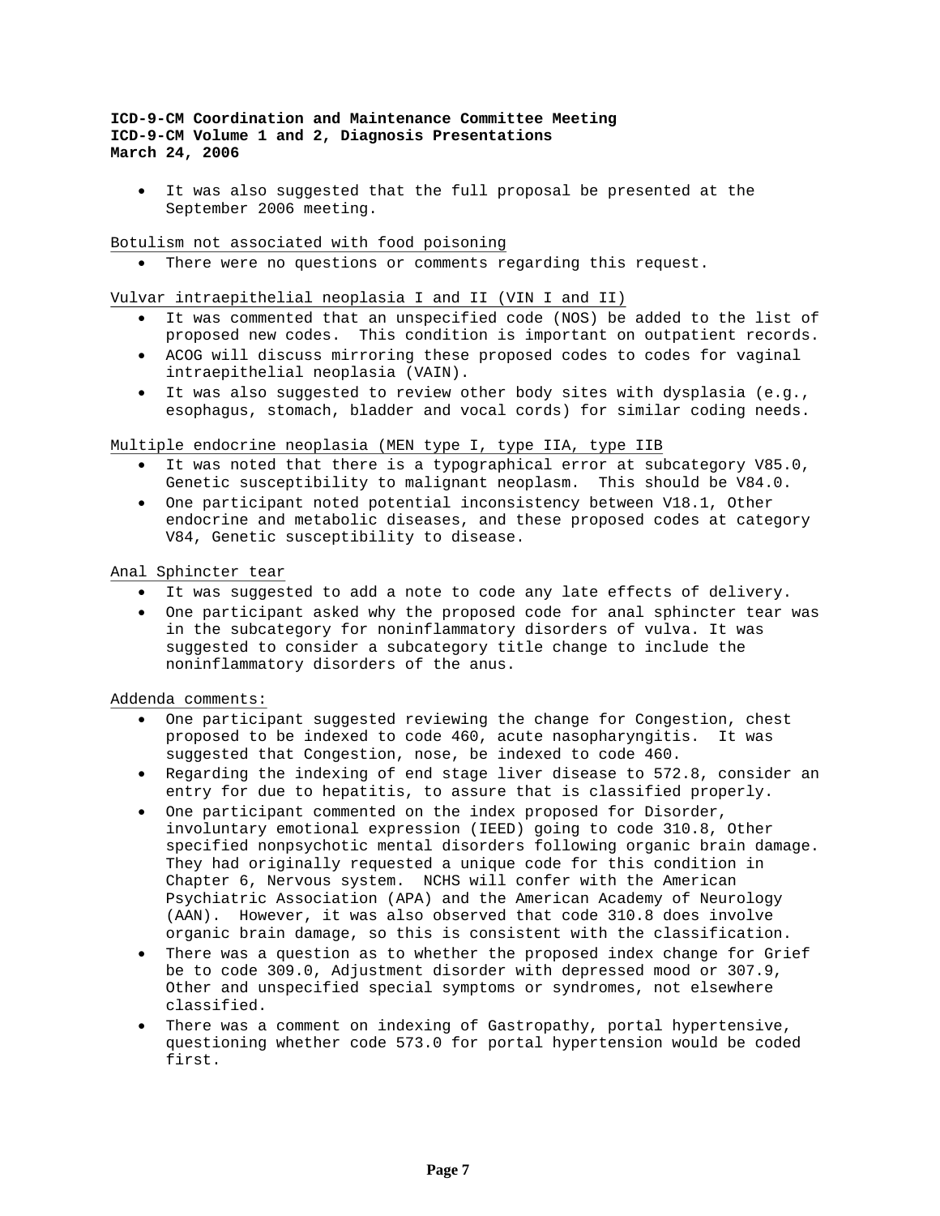- It was also suggested that the full proposal be presented at the September 2006 meeting.

Botulism not associated with food poisoning

- There were no questions or comments regarding this request.

Vulvar intraepithelial neoplasia I and II (VIN I and II)

- It was commented that an unspecified code (NOS) be added to the list of proposed new codes. This condition is important on outpatient records.
- ACOG will discuss mirroring these proposed codes to codes for vaginal intraepithelial neoplasia (VAIN).
- It was also suggested to review other body sites with dysplasia (e.g., esophagus, stomach, bladder and vocal cords) for similar coding needs.

Multiple endocrine neoplasia (MEN type I, type IIA, type IIB

- It was noted that there is a typographical error at subcategory V85.0, Genetic susceptibility to malignant neoplasm. This should be V84.0.
- One participant noted potential inconsistency between V18.1, Other endocrine and metabolic diseases, and these proposed codes at category V84, Genetic susceptibility to disease.

Anal Sphincter tear

- It was suggested to add a note to code any late effects of delivery.
- One participant asked why the proposed code for anal sphincter tear was in the subcategory for noninflammatory disorders of vulva. It was suggested to consider a subcategory title change to include the noninflammatory disorders of the anus.

Addenda comments:

- One participant suggested reviewing the change for Congestion, chest proposed to be indexed to code 460, acute nasopharyngitis. It was suggested that Congestion, nose, be indexed to code 460.
- Regarding the indexing of end stage liver disease to 572.8, consider an entry for due to hepatitis, to assure that is classified properly.
- One participant commented on the index proposed for Disorder, involuntary emotional expression (IEED) going to code 310.8, Other specified nonpsychotic mental disorders following organic brain damage. They had originally requested a unique code for this condition in Chapter 6, Nervous system. NCHS will confer with the American Psychiatric Association (APA) and the American Academy of Neurology (AAN). However, it was also observed that code 310.8 does involve organic brain damage, so this is consistent with the classification.
- There was a question as to whether the proposed index change for Grief be to code 309.0, Adjustment disorder with depressed mood or 307.9, Other and unspecified special symptoms or syndromes, not elsewhere classified.
- There was a comment on indexing of Gastropathy, portal hypertensive, questioning whether code 573.0 for portal hypertension would be coded first.